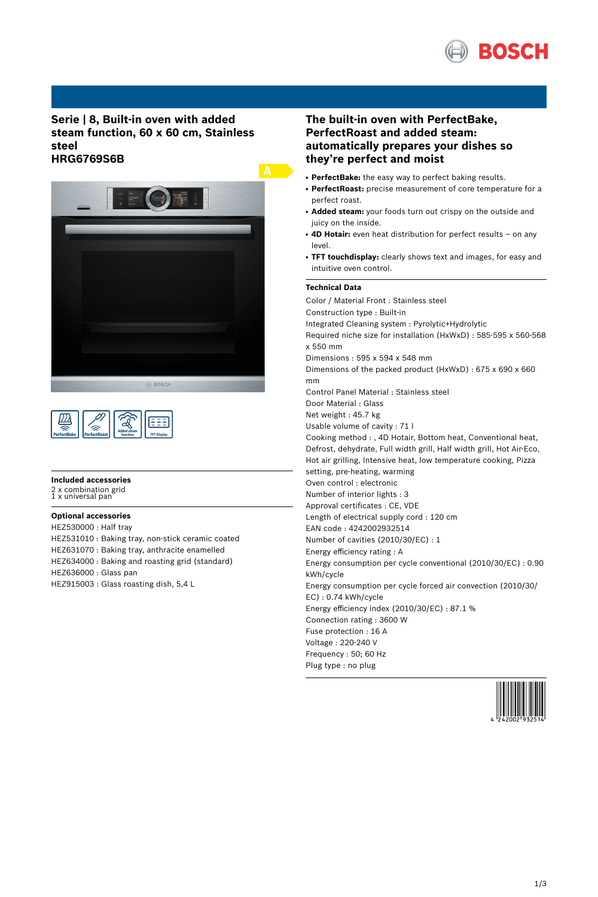# Serie | 8, Built-in oven with added steam function, 60 x 60 cm, Stainless steel
# HRG6769S6B

A

PerfectBake PerfectRoast Added steam function TFT Display

### Included accessories

2 x combination grid
1 x universal pan

### Optional accessories

HEZ530000 : Half tray
HEZ531010 : Baking tray, non-stick ceramic coated
HEZ631070 : Baking tray, anthracite enamelled
HEZ634000 : Baking and roasting grid (standard)
HEZ636000 : Glass pan
HEZ915003 : Glass roasting dish, 5,4 L

## The built-in oven with PerfectBake, PerfectRoast and added steam: automatically prepares your dishes so they're perfect and moist

- **PerfectBake:** the easy way to perfect baking results.
- **PerfectRoast:** precise measurement of core temperature for a perfect roast.
- **Added steam:** your foods turn out crispy on the outside and juicy on the inside.
- **4D Hotair:** even heat distribution for perfect results – on any level.
- **TFT touchdisplay:** clearly shows text and images, for easy and intuitive oven control.

### Technical Data

Color / Material Front : Stainless steel
Construction type : Built-in
Integrated Cleaning system : Pyrolytic+Hydrolytic
Required niche size for installation (HxWxD) : 585-595 x 560-568 x 550 mm
Dimensions : 595 x 594 x 548 mm
Dimensions of the packed product (HxWxD) : 675 x 690 x 660 mm
Control Panel Material : Stainless steel
Door Material : Glass
Net weight : 45.7 kg
Usable volume of cavity : 71 l
Cooking method : , 4D Hotair, Bottom heat, Conventional heat, Defrost, dehydrate, Full width grill, Half width grill, Hot Air-Eco, Hot air grilling, Intensive heat, low temperature cooking, Pizza setting, pre-heating, warming
Oven control : electronic
Number of interior lights : 3
Approval certificates : CE, VDE
Length of electrical supply cord : 120 cm
EAN code : 4242002932514
Number of cavities (2010/30/EC) : 1
Energy efficiency rating : A
Energy consumption per cycle conventional (2010/30/EC) : 0.90 kWh/cycle
Energy consumption per cycle forced air convection (2010/30/EC) : 0.74 kWh/cycle
Energy efficiency index (2010/30/EC) : 87.1 %
Connection rating : 3600 W
Fuse protection : 16 A
Voltage : 220-240 V
Frequency : 50; 60 Hz
Plug type : no plug

4 242002 932514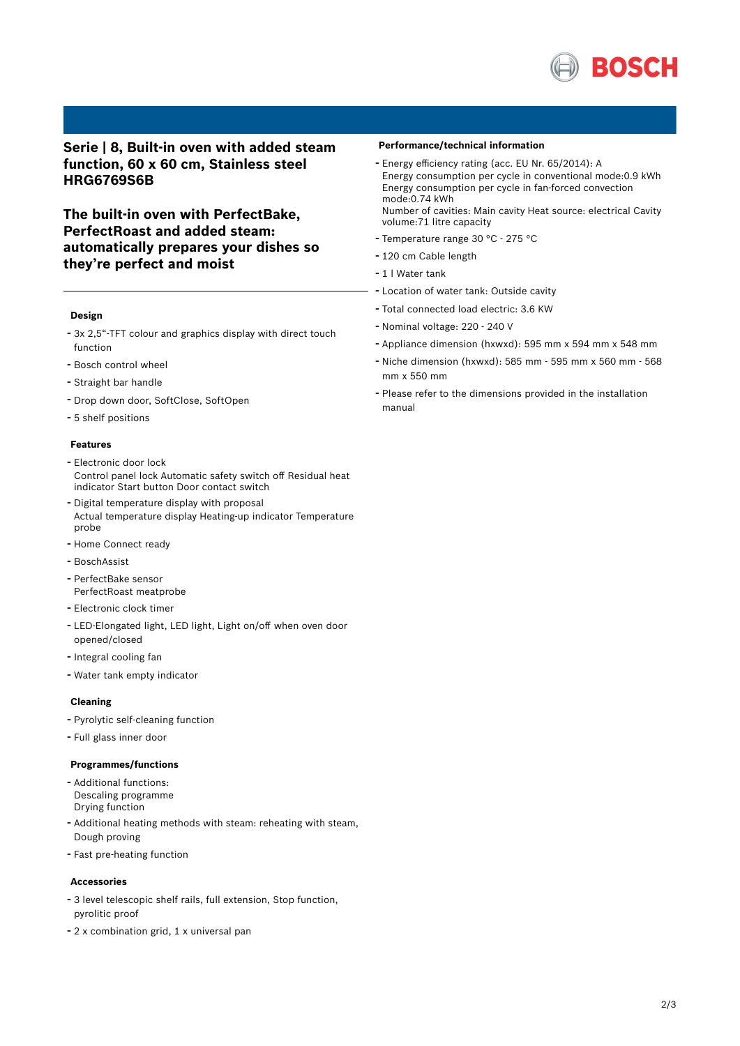# Serie | 8, Built-in oven with added steam function, 60 x 60 cm, Stainless steel HRG6769S6B

## The built-in oven with PerfectBake, PerfectRoast and added steam: automatically prepares your dishes so they're perfect and moist

### Design

- 3x 2,5"-TFT colour and graphics display with direct touch function
- Bosch control wheel
- Straight bar handle
- Drop down door, SoftClose, SoftOpen
- 5 shelf positions

### Features

- Electronic door lock
  Control panel lock Automatic safety switch off Residual heat indicator Start button Door contact switch
- Digital temperature display with proposal
  Actual temperature display Heating-up indicator Temperature probe
- Home Connect ready
- BoschAssist
- PerfectBake sensor
  PerfectRoast meatprobe
- Electronic clock timer
- LED-Elongated light, LED light, Light on/off when oven door opened/closed
- Integral cooling fan
- Water tank empty indicator

### Cleaning

- Pyrolytic self-cleaning function
- Full glass inner door

### Programmes/functions

- Additional functions:
  Descaling programme
  Drying function
- Additional heating methods with steam: reheating with steam, Dough proving
- Fast pre-heating function

### Accessories

- 3 level telescopic shelf rails, full extension, Stop function, pyrolitic proof
- 2 x combination grid, 1 x universal pan

### Performance/technical information

- Energy efficiency rating (acc. EU Nr. 65/2014): A
  Energy consumption per cycle in conventional mode:0.9 kWh
  Energy consumption per cycle in fan-forced convection mode:0.74 kWh
  Number of cavities: Main cavity Heat source: electrical Cavity volume:71 litre capacity
- Temperature range 30 °C - 275 °C
- 120 cm Cable length
- 1 l Water tank
- Location of water tank: Outside cavity
- Total connected load electric: 3.6 KW
- Nominal voltage: 220 - 240 V
- Appliance dimension (hxwxd): 595 mm x 594 mm x 548 mm
- Niche dimension (hxwxd): 585 mm - 595 mm x 560 mm - 568 mm x 550 mm
- Please refer to the dimensions provided in the installation manual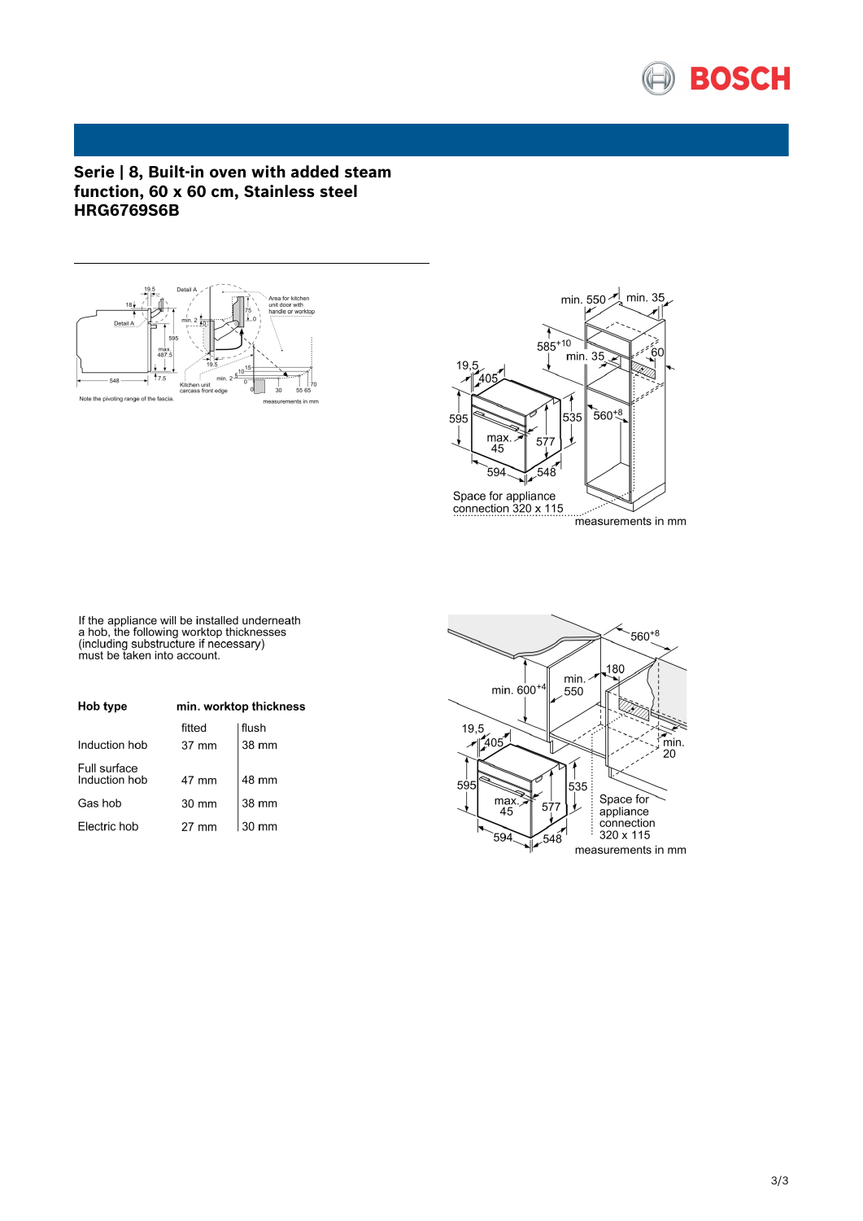## Serie | 8, Built-in oven with added steam function, 60 x 60 cm, Stainless steel HRG6769S6B

19.5
18
Detail A
Detail A
min. 2
75
0
Area for kitchen unit door with handle or worktop
595
max. 487.5
19.5
548
7.5
min. 2
10
15
0
Kitchen unit carcass front edge
0
30
55 65
70
Note the pivoting range of the fascia.
measurements in mm

min. 550
min. 35
585+10
min. 35
60
19,5
405
595
535
560+8
max. 45
577
594
548
Space for appliance connection 320 x 115
measurements in mm

If the appliance will be installed underneath a hob, the following worktop thicknesses (including substructure if necessary) must be taken into account.

| Hob type | min. worktop thickness | |
|---|---|---|
| | fitted | flush |
| Induction hob | 37 mm | 38 mm |
| Full surface Induction hob | 47 mm | 48 mm |
| Gas hob | 30 mm | 38 mm |
| Electric hob | 27 mm | 30 mm |

560+8
min. 600+4
min. 550
180
19,5
405
min. 20
595
535
max. 45
577
Space for appliance connection 320 x 115
594
548
measurements in mm